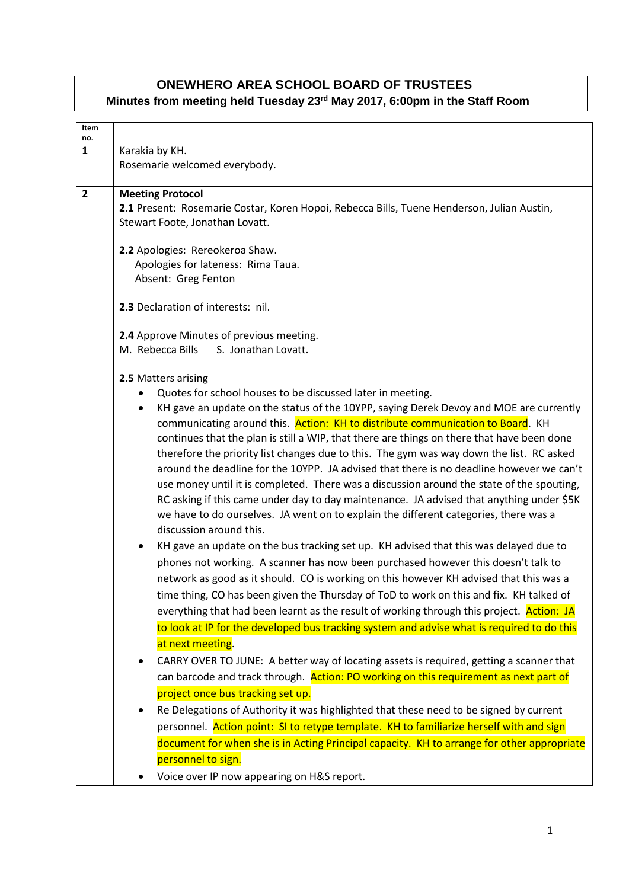# ONEWHERO AREA SCHOOL BOARD OF TRUSTEES

## Minutes from meeting held Tuesday 23rd May 2017, 6:00pm in the Staff Room

| Item no. | |
|---|---|
| **1** | Karakia by KH.<br>Rosemarie welcomed everybody. |
| **2** | **Meeting Protocol**<br>**2.1** Present: Rosemarie Costar, Koren Hopoi, Rebecca Bills, Tuene Henderson, Julian Austin, Stewart Foote, Jonathan Lovatt.<br><br>**2.2** Apologies: Rereokeroa Shaw.<br>Apologies for lateness: Rima Taua.<br>Absent: Greg Fenton<br><br>**2.3** Declaration of interests: nil.<br><br>**2.4** Approve Minutes of previous meeting.<br>M. Rebecca Bills S. Jonathan Lovatt.<br><br>**2.5** Matters arising<br>• Quotes for school houses to be discussed later in meeting.<br>• KH gave an update on the status of the 10YPP, saying Derek Devoy and MOE are currently communicating around this. Action: KH to distribute communication to Board. KH continues that the plan is still a WIP, that there are things on there that have been done therefore the priority list changes due to this. The gym was way down the list. RC asked around the deadline for the 10YPP. JA advised that there is no deadline however we can't use money until it is completed. There was a discussion around the state of the spouting, RC asking if this came under day to day maintenance. JA advised that anything under $5K we have to do ourselves. JA went on to explain the different categories, there was a discussion around this.<br>• KH gave an update on the bus tracking set up. KH advised that this was delayed due to phones not working. A scanner has now been purchased however this doesn't talk to network as good as it should. CO is working on this however KH advised that this was a time thing, CO has been given the Thursday of ToD to work on this and fix. KH talked of everything that had been learnt as the result of working through this project. Action: JA to look at IP for the developed bus tracking system and advise what is required to do this at next meeting.<br>• CARRY OVER TO JUNE: A better way of locating assets is required, getting a scanner that can barcode and track through. Action: PO working on this requirement as next part of project once bus tracking set up.<br>• Re Delegations of Authority it was highlighted that these need to be signed by current personnel. Action point: SI to retype template. KH to familiarize herself with and sign document for when she is in Acting Principal capacity. KH to arrange for other appropriate personnel to sign.<br>• Voice over IP now appearing on H&S report. |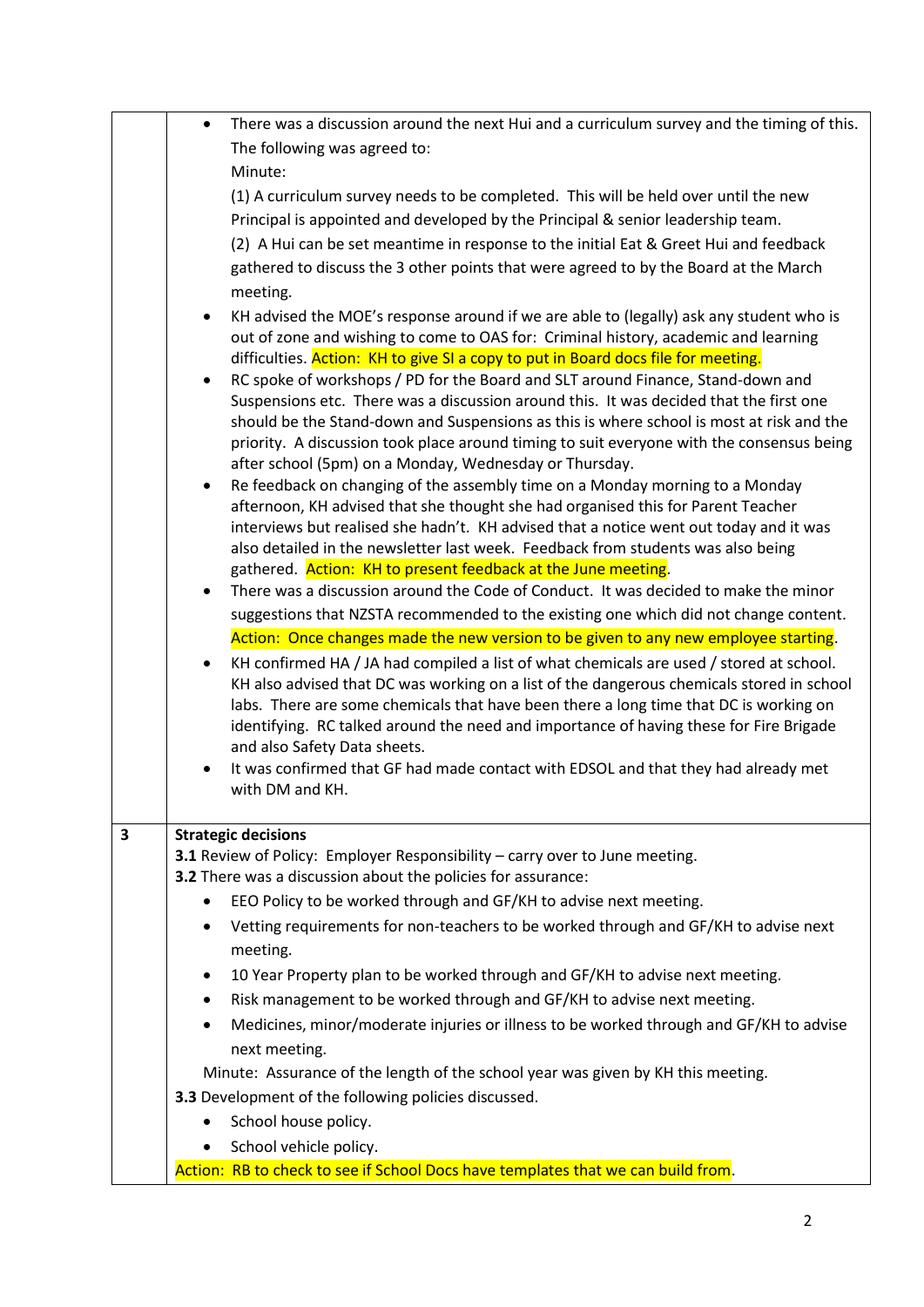| | |
|---|---|
| | • There was a discussion around the next Hui and a curriculum survey and the timing of this. The following was agreed to:<br>Minute:<br>(1) A curriculum survey needs to be completed. This will be held over until the new Principal is appointed and developed by the Principal & senior leadership team.<br>(2) A Hui can be set meantime in response to the initial Eat & Greet Hui and feedback gathered to discuss the 3 other points that were agreed to by the Board at the March meeting.<br>• KH advised the MOE's response around if we are able to (legally) ask any student who is out of zone and wishing to come to OAS for: Criminal history, academic and learning difficulties. Action: KH to give SI a copy to put in Board docs file for meeting.<br>• RC spoke of workshops / PD for the Board and SLT around Finance, Stand-down and Suspensions etc. There was a discussion around this. It was decided that the first one should be the Stand-down and Suspensions as this is where school is most at risk and the priority. A discussion took place around timing to suit everyone with the consensus being after school (5pm) on a Monday, Wednesday or Thursday.<br>• Re feedback on changing of the assembly time on a Monday morning to a Monday afternoon, KH advised that she thought she had organised this for Parent Teacher interviews but realised she hadn't. KH advised that a notice went out today and it was also detailed in the newsletter last week. Feedback from students was also being gathered. Action: KH to present feedback at the June meeting.<br>• There was a discussion around the Code of Conduct. It was decided to make the minor suggestions that NZSTA recommended to the existing one which did not change content. Action: Once changes made the new version to be given to any new employee starting.<br>• KH confirmed HA / JA had compiled a list of what chemicals are used / stored at school. KH also advised that DC was working on a list of the dangerous chemicals stored in school labs. There are some chemicals that have been there a long time that DC is working on identifying. RC talked around the need and importance of having these for Fire Brigade and also Safety Data sheets.<br>• It was confirmed that GF had made contact with EDSOL and that they had already met with DM and KH. |
| 3 | **Strategic decisions**<br>**3.1** Review of Policy: Employer Responsibility – carry over to June meeting.<br>**3.2** There was a discussion about the policies for assurance:<br>• EEO Policy to be worked through and GF/KH to advise next meeting.<br>• Vetting requirements for non-teachers to be worked through and GF/KH to advise next meeting.<br>• 10 Year Property plan to be worked through and GF/KH to advise next meeting.<br>• Risk management to be worked through and GF/KH to advise next meeting.<br>• Medicines, minor/moderate injuries or illness to be worked through and GF/KH to advise next meeting.<br>Minute: Assurance of the length of the school year was given by KH this meeting.<br>**3.3** Development of the following policies discussed.<br>• School house policy.<br>• School vehicle policy.<br>Action: RB to check to see if School Docs have templates that we can build from. |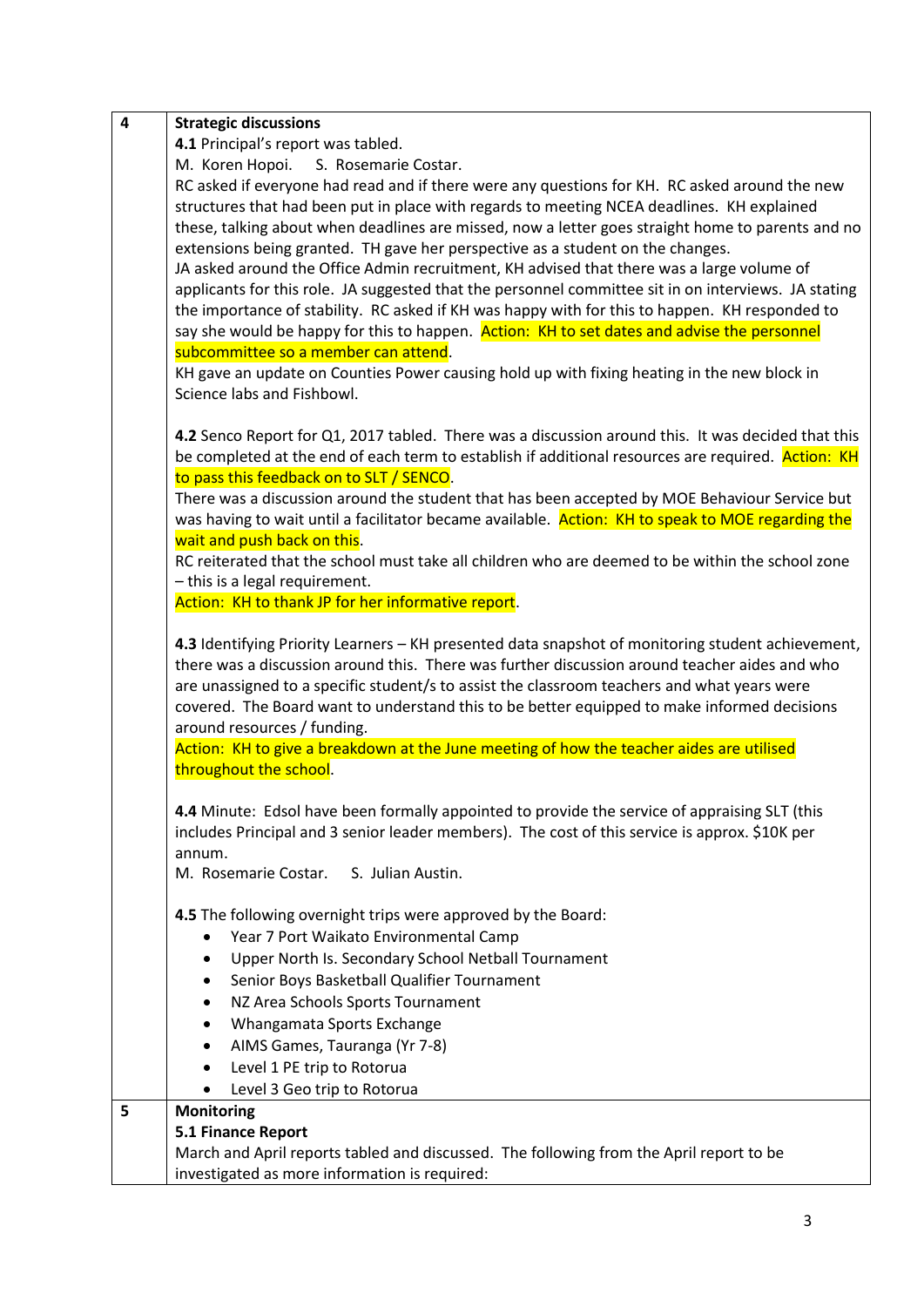| | |
|---|---|
| 4 | **Strategic discussions**<br>**4.1** Principal's report was tabled.<br>M. Koren Hopoi. S. Rosemarie Costar.<br>RC asked if everyone had read and if there were any questions for KH. RC asked around the new structures that had been put in place with regards to meeting NCEA deadlines. KH explained these, talking about when deadlines are missed, now a letter goes straight home to parents and no extensions being granted. TH gave her perspective as a student on the changes.<br>JA asked around the Office Admin recruitment, KH advised that there was a large volume of applicants for this role. JA suggested that the personnel committee sit in on interviews. JA stating the importance of stability. RC asked if KH was happy with for this to happen. KH responded to say she would be happy for this to happen. Action: KH to set dates and advise the personnel subcommittee so a member can attend.<br>KH gave an update on Counties Power causing hold up with fixing heating in the new block in Science labs and Fishbowl.<br><br>**4.2** Senco Report for Q1, 2017 tabled. There was a discussion around this. It was decided that this be completed at the end of each term to establish if additional resources are required. Action: KH to pass this feedback on to SLT / SENCO.<br>There was a discussion around the student that has been accepted by MOE Behaviour Service but was having to wait until a facilitator became available. Action: KH to speak to MOE regarding the wait and push back on this.<br>RC reiterated that the school must take all children who are deemed to be within the school zone – this is a legal requirement.<br>Action: KH to thank JP for her informative report.<br><br>**4.3** Identifying Priority Learners – KH presented data snapshot of monitoring student achievement, there was a discussion around this. There was further discussion around teacher aides and who are unassigned to a specific student/s to assist the classroom teachers and what years were covered. The Board want to understand this to be better equipped to make informed decisions around resources / funding.<br>Action: KH to give a breakdown at the June meeting of how the teacher aides are utilised throughout the school.<br><br>**4.4** Minute: Edsol have been formally appointed to provide the service of appraising SLT (this includes Principal and 3 senior leader members). The cost of this service is approx. $10K per annum.<br>M. Rosemarie Costar. S. Julian Austin.<br><br>**4.5** The following overnight trips were approved by the Board:<br>• Year 7 Port Waikato Environmental Camp<br>• Upper North Is. Secondary School Netball Tournament<br>• Senior Boys Basketball Qualifier Tournament<br>• NZ Area Schools Sports Tournament<br>• Whangamata Sports Exchange<br>• AIMS Games, Tauranga (Yr 7-8)<br>• Level 1 PE trip to Rotorua<br>• Level 3 Geo trip to Rotorua |
| 5 | **Monitoring**<br>**5.1 Finance Report**<br>March and April reports tabled and discussed. The following from the April report to be investigated as more information is required: |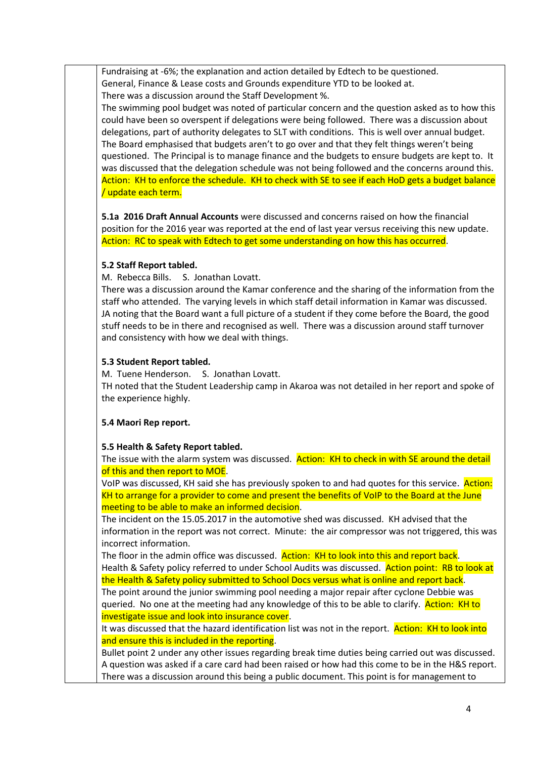Fundraising at -6%; the explanation and action detailed by Edtech to be questioned.
General, Finance & Lease costs and Grounds expenditure YTD to be looked at.
There was a discussion around the Staff Development %.
The swimming pool budget was noted of particular concern and the question asked as to how this could have been so overspent if delegations were being followed. There was a discussion about delegations, part of authority delegates to SLT with conditions. This is well over annual budget. The Board emphasised that budgets aren't to go over and that they felt things weren't being questioned. The Principal is to manage finance and the budgets to ensure budgets are kept to. It was discussed that the delegation schedule was not being followed and the concerns around this.
Action: KH to enforce the schedule. KH to check with SE to see if each HoD gets a budget balance / update each term.

**5.1a 2016 Draft Annual Accounts** were discussed and concerns raised on how the financial position for the 2016 year was reported at the end of last year versus receiving this new update.
Action: RC to speak with Edtech to get some understanding on how this has occurred.

**5.2 Staff Report tabled.**
M. Rebecca Bills. S. Jonathan Lovatt.
There was a discussion around the Kamar conference and the sharing of the information from the staff who attended. The varying levels in which staff detail information in Kamar was discussed. JA noting that the Board want a full picture of a student if they come before the Board, the good stuff needs to be in there and recognised as well. There was a discussion around staff turnover and consistency with how we deal with things.

**5.3 Student Report tabled.**
M. Tuene Henderson. S. Jonathan Lovatt.
TH noted that the Student Leadership camp in Akaroa was not detailed in her report and spoke of the experience highly.

**5.4 Maori Rep report.**

**5.5 Health & Safety Report tabled.**
The issue with the alarm system was discussed. Action: KH to check in with SE around the detail of this and then report to MOE.
VoIP was discussed, KH said she has previously spoken to and had quotes for this service. Action: KH to arrange for a provider to come and present the benefits of VoIP to the Board at the June meeting to be able to make an informed decision.
The incident on the 15.05.2017 in the automotive shed was discussed. KH advised that the information in the report was not correct. Minute: the air compressor was not triggered, this was incorrect information.
The floor in the admin office was discussed. Action: KH to look into this and report back.
Health & Safety policy referred to under School Audits was discussed. Action point: RB to look at the Health & Safety policy submitted to School Docs versus what is online and report back.
The point around the junior swimming pool needing a major repair after cyclone Debbie was queried. No one at the meeting had any knowledge of this to be able to clarify. Action: KH to investigate issue and look into insurance cover.
It was discussed that the hazard identification list was not in the report. Action: KH to look into and ensure this is included in the reporting.
Bullet point 2 under any other issues regarding break time duties being carried out was discussed. A question was asked if a care card had been raised or how had this come to be in the H&S report. There was a discussion around this being a public document. This point is for management to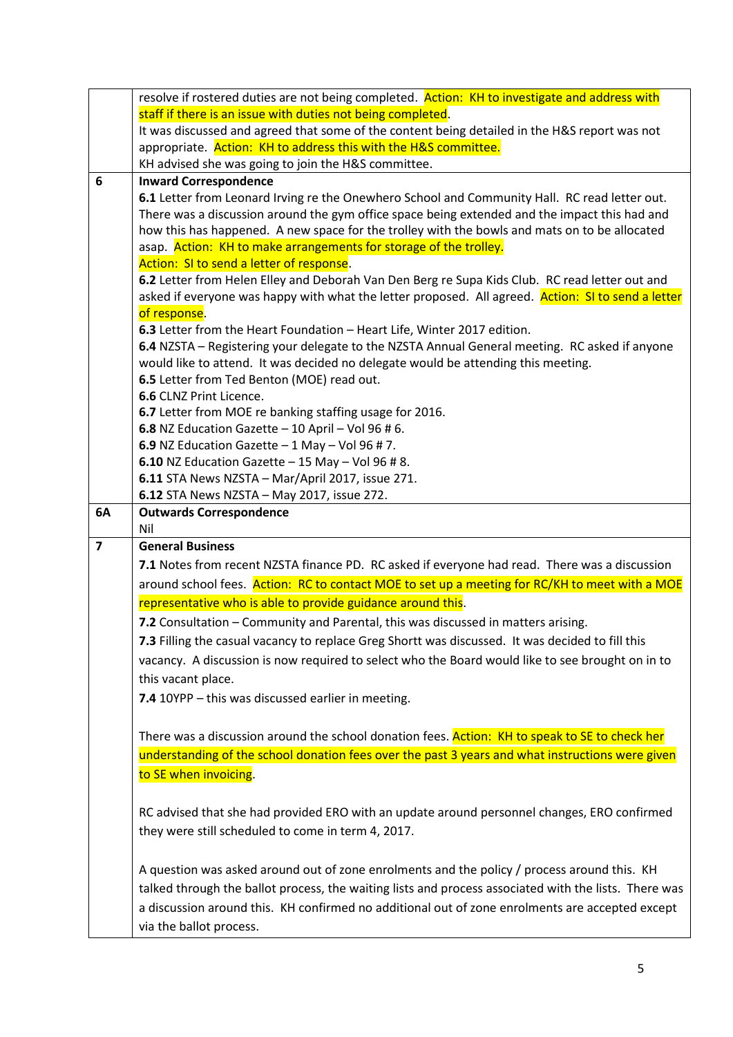| | |
|---|---|
| | resolve if rostered duties are not being completed. Action: KH to investigate and address with staff if there is an issue with duties not being completed.<br>It was discussed and agreed that some of the content being detailed in the H&S report was not appropriate. Action: KH to address this with the H&S committee.<br>KH advised she was going to join the H&S committee. |
| 6 | **Inward Correspondence**<br>**6.1** Letter from Leonard Irving re the Onewhero School and Community Hall. RC read letter out. There was a discussion around the gym office space being extended and the impact this had and how this has happened. A new space for the trolley with the bowls and mats on to be allocated asap. Action: KH to make arrangements for storage of the trolley.<br>Action: SI to send a letter of response.<br>**6.2** Letter from Helen Elley and Deborah Van Den Berg re Supa Kids Club. RC read letter out and asked if everyone was happy with what the letter proposed. All agreed. Action: SI to send a letter of response.<br>**6.3** Letter from the Heart Foundation – Heart Life, Winter 2017 edition.<br>**6.4** NZSTA – Registering your delegate to the NZSTA Annual General meeting. RC asked if anyone would like to attend. It was decided no delegate would be attending this meeting.<br>**6.5** Letter from Ted Benton (MOE) read out.<br>**6.6** CLNZ Print Licence.<br>**6.7** Letter from MOE re banking staffing usage for 2016.<br>**6.8** NZ Education Gazette – 10 April – Vol 96 # 6.<br>**6.9** NZ Education Gazette – 1 May – Vol 96 # 7.<br>**6.10** NZ Education Gazette – 15 May – Vol 96 # 8.<br>**6.11** STA News NZSTA – Mar/April 2017, issue 271.<br>**6.12** STA News NZSTA – May 2017, issue 272. |
| 6A | **Outwards Correspondence**<br>Nil |
| 7 | **General Business**<br>**7.1** Notes from recent NZSTA finance PD. RC asked if everyone had read. There was a discussion around school fees. Action: RC to contact MOE to set up a meeting for RC/KH to meet with a MOE representative who is able to provide guidance around this.<br>**7.2** Consultation – Community and Parental, this was discussed in matters arising.<br>**7.3** Filling the casual vacancy to replace Greg Shortt was discussed. It was decided to fill this vacancy. A discussion is now required to select who the Board would like to see brought on in to this vacant place.<br>**7.4** 10YPP – this was discussed earlier in meeting.<br><br>There was a discussion around the school donation fees. Action: KH to speak to SE to check her understanding of the school donation fees over the past 3 years and what instructions were given to SE when invoicing.<br><br>RC advised that she had provided ERO with an update around personnel changes, ERO confirmed they were still scheduled to come in term 4, 2017.<br><br>A question was asked around out of zone enrolments and the policy / process around this. KH talked through the ballot process, the waiting lists and process associated with the lists. There was a discussion around this. KH confirmed no additional out of zone enrolments are accepted except via the ballot process. |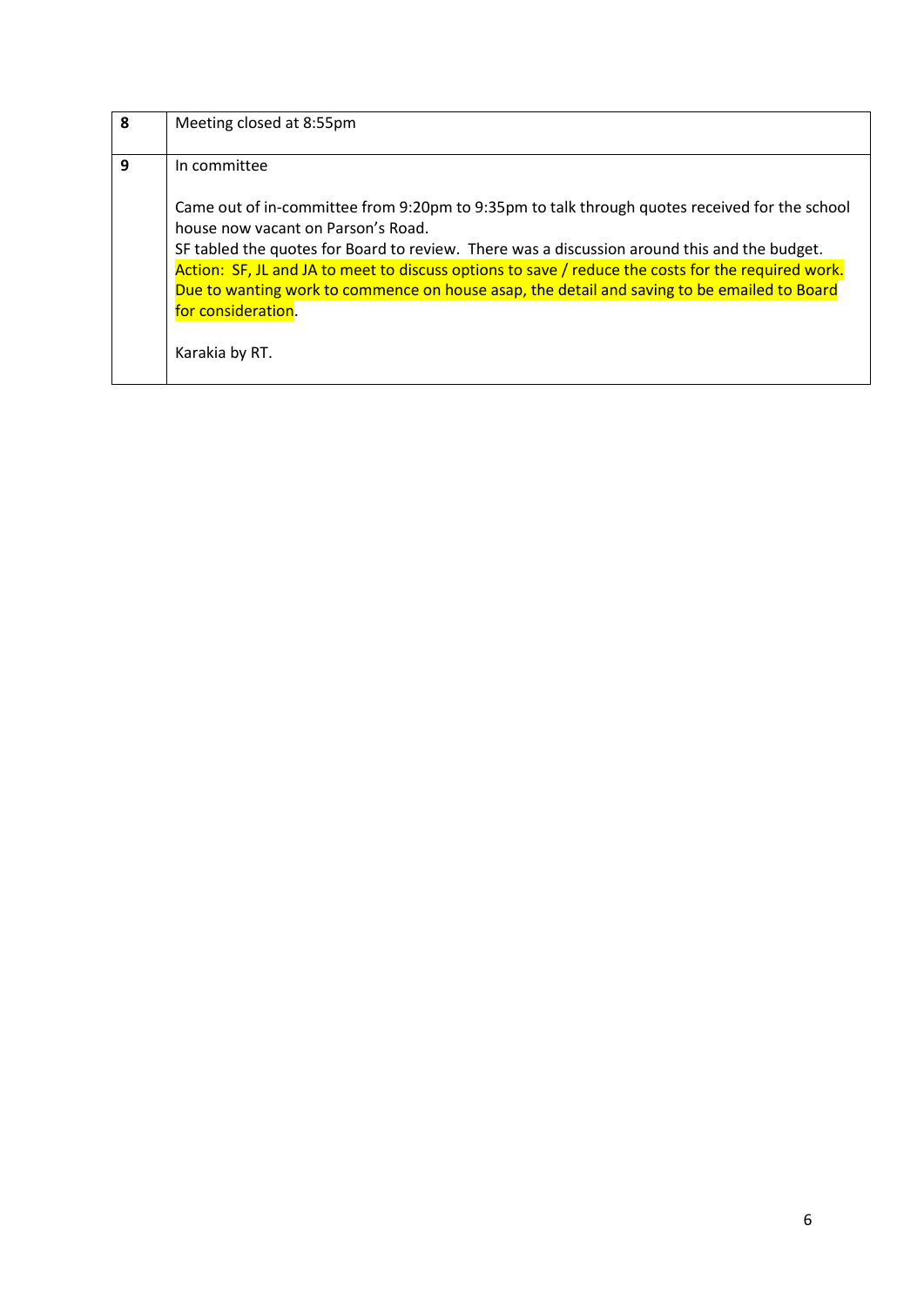| | |
|---|---|
| **8** | Meeting closed at 8:55pm |
| **9** | In committee<br><br>Came out of in-committee from 9:20pm to 9:35pm to talk through quotes received for the school house now vacant on Parson's Road.<br>SF tabled the quotes for Board to review. There was a discussion around this and the budget.<br>Action: SF, JL and JA to meet to discuss options to save / reduce the costs for the required work. Due to wanting work to commence on house asap, the detail and saving to be emailed to Board for consideration.<br><br>Karakia by RT. |